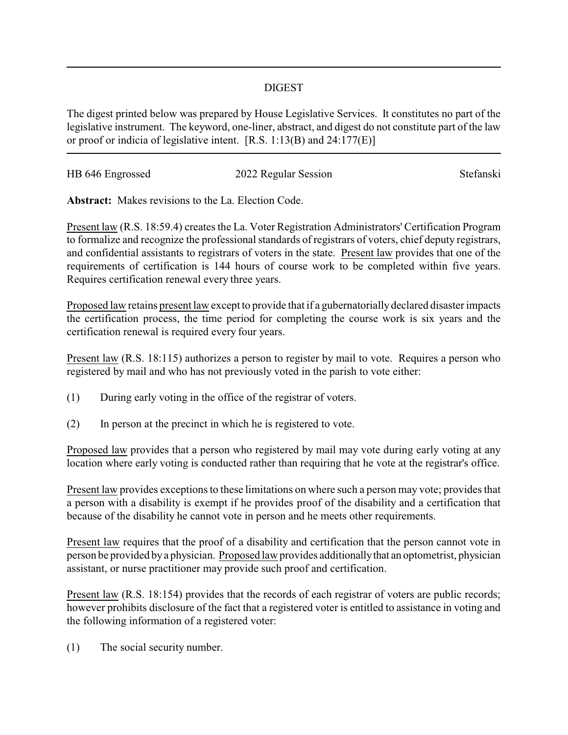# DIGEST

The digest printed below was prepared by House Legislative Services. It constitutes no part of the legislative instrument. The keyword, one-liner, abstract, and digest do not constitute part of the law or proof or indicia of legislative intent. [R.S. 1:13(B) and 24:177(E)]

HB 646 Engrossed 2022 Regular Session Stefanski

**Abstract:** Makes revisions to the La. Election Code.

Present law (R.S. 18:59.4) creates the La. Voter Registration Administrators' Certification Program to formalize and recognize the professional standards of registrars of voters, chief deputy registrars, and confidential assistants to registrars of voters in the state. Present law provides that one of the requirements of certification is 144 hours of course work to be completed within five years. Requires certification renewal every three years.

Proposed law retains present law except to provide that if a gubernatorially declared disaster impacts the certification process, the time period for completing the course work is six years and the certification renewal is required every four years.

Present law (R.S. 18:115) authorizes a person to register by mail to vote. Requires a person who registered by mail and who has not previously voted in the parish to vote either:

(1) During early voting in the office of the registrar of voters.

(2) In person at the precinct in which he is registered to vote.

Proposed law provides that a person who registered by mail may vote during early voting at any location where early voting is conducted rather than requiring that he vote at the registrar's office.

Present law provides exceptions to these limitations on where such a person may vote; provides that a person with a disability is exempt if he provides proof of the disability and a certification that because of the disability he cannot vote in person and he meets other requirements.

Present law requires that the proof of a disability and certification that the person cannot vote in person be provided by a physician. Proposed law provides additionally that an optometrist, physician assistant, or nurse practitioner may provide such proof and certification.

Present law (R.S. 18:154) provides that the records of each registrar of voters are public records; however prohibits disclosure of the fact that a registered voter is entitled to assistance in voting and the following information of a registered voter:

(1) The social security number.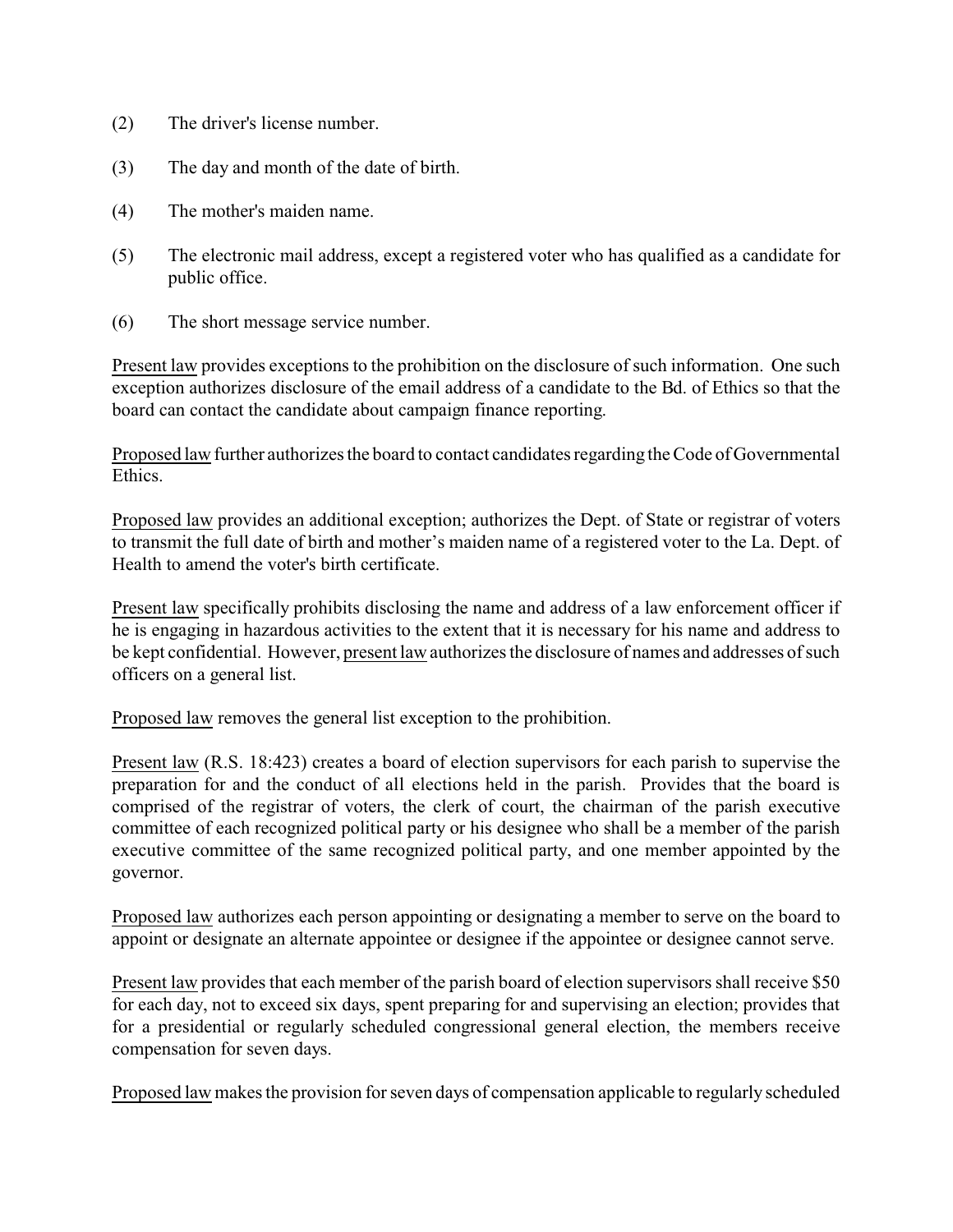(2) The driver's license number.

(3) The day and month of the date of birth.

(4) The mother's maiden name.

(5) The electronic mail address, except a registered voter who has qualified as a candidate for public office.

(6) The short message service number.

<u>Present law</u> provides exceptions to the prohibition on the disclosure of such information. One such exception authorizes disclosure of the email address of a candidate to the Bd. of Ethics so that the board can contact the candidate about campaign finance reporting.

<u>Proposed law</u> further authorizes the board to contact candidates regarding the Code of Governmental Ethics.

<u>Proposed law</u> provides an additional exception; authorizes the Dept. of State or registrar of voters to transmit the full date of birth and mother's maiden name of a registered voter to the La. Dept. of Health to amend the voter's birth certificate.

<u>Present law</u> specifically prohibits disclosing the name and address of a law enforcement officer if he is engaging in hazardous activities to the extent that it is necessary for his name and address to be kept confidential. However, <u>present law</u> authorizes the disclosure of names and addresses of such officers on a general list.

<u>Proposed law</u> removes the general list exception to the prohibition.

<u>Present law</u> (R.S. 18:423) creates a board of election supervisors for each parish to supervise the preparation for and the conduct of all elections held in the parish. Provides that the board is comprised of the registrar of voters, the clerk of court, the chairman of the parish executive committee of each recognized political party or his designee who shall be a member of the parish executive committee of the same recognized political party, and one member appointed by the governor.

<u>Proposed law</u> authorizes each person appointing or designating a member to serve on the board to appoint or designate an alternate appointee or designee if the appointee or designee cannot serve.

<u>Present law</u> provides that each member of the parish board of election supervisors shall receive $50 for each day, not to exceed six days, spent preparing for and supervising an election; provides that for a presidential or regularly scheduled congressional general election, the members receive compensation for seven days.

<u>Proposed law</u> makes the provision for seven days of compensation applicable to regularly scheduled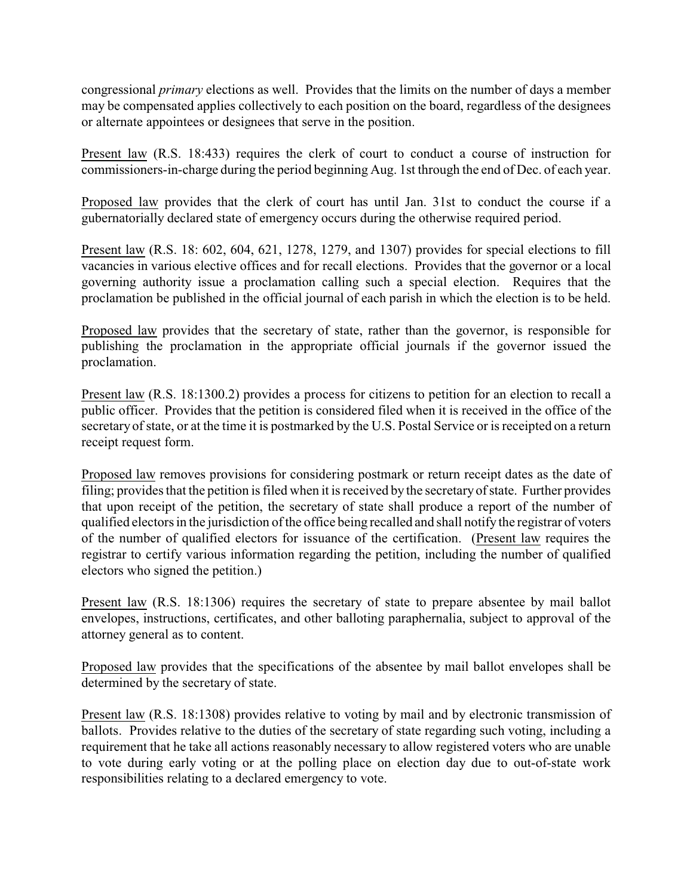congressional *primary* elections as well. Provides that the limits on the number of days a member may be compensated applies collectively to each position on the board, regardless of the designees or alternate appointees or designees that serve in the position.

Present law (R.S. 18:433) requires the clerk of court to conduct a course of instruction for commissioners-in-charge during the period beginning Aug. 1st through the end of Dec. of each year.

Proposed law provides that the clerk of court has until Jan. 31st to conduct the course if a gubernatorially declared state of emergency occurs during the otherwise required period.

Present law (R.S. 18: 602, 604, 621, 1278, 1279, and 1307) provides for special elections to fill vacancies in various elective offices and for recall elections. Provides that the governor or a local governing authority issue a proclamation calling such a special election. Requires that the proclamation be published in the official journal of each parish in which the election is to be held.

Proposed law provides that the secretary of state, rather than the governor, is responsible for publishing the proclamation in the appropriate official journals if the governor issued the proclamation.

Present law (R.S. 18:1300.2) provides a process for citizens to petition for an election to recall a public officer. Provides that the petition is considered filed when it is received in the office of the secretary of state, or at the time it is postmarked by the U.S. Postal Service or is receipted on a return receipt request form.

Proposed law removes provisions for considering postmark or return receipt dates as the date of filing; provides that the petition is filed when it is received by the secretary of state. Further provides that upon receipt of the petition, the secretary of state shall produce a report of the number of qualified electors in the jurisdiction of the office being recalled and shall notify the registrar of voters of the number of qualified electors for issuance of the certification. (Present law requires the registrar to certify various information regarding the petition, including the number of qualified electors who signed the petition.)

Present law (R.S. 18:1306) requires the secretary of state to prepare absentee by mail ballot envelopes, instructions, certificates, and other balloting paraphernalia, subject to approval of the attorney general as to content.

Proposed law provides that the specifications of the absentee by mail ballot envelopes shall be determined by the secretary of state.

Present law (R.S. 18:1308) provides relative to voting by mail and by electronic transmission of ballots. Provides relative to the duties of the secretary of state regarding such voting, including a requirement that he take all actions reasonably necessary to allow registered voters who are unable to vote during early voting or at the polling place on election day due to out-of-state work responsibilities relating to a declared emergency to vote.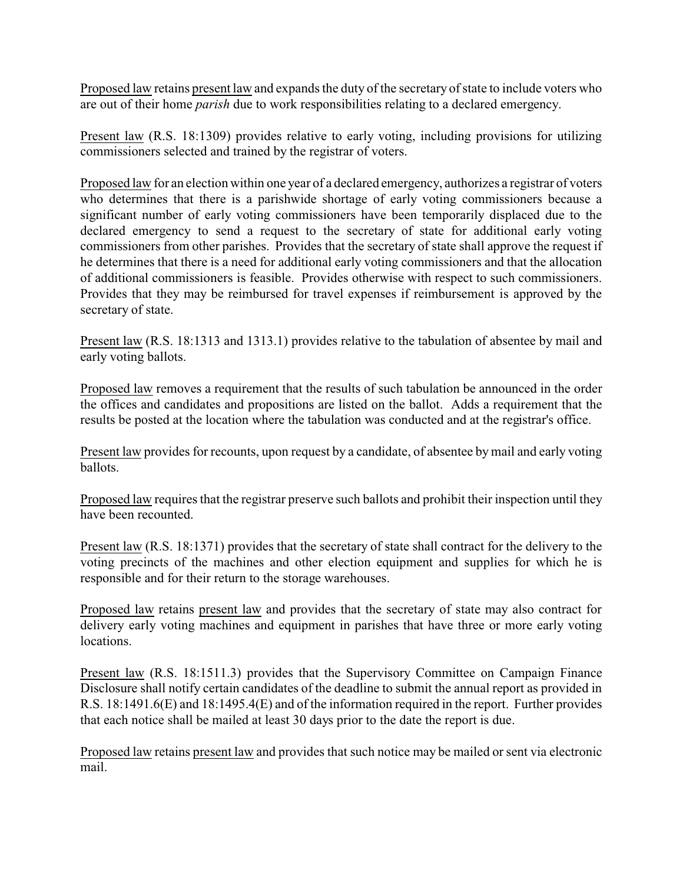Proposed law retains present law and expands the duty of the secretary of state to include voters who are out of their home *parish* due to work responsibilities relating to a declared emergency.

Present law (R.S. 18:1309) provides relative to early voting, including provisions for utilizing commissioners selected and trained by the registrar of voters.

Proposed law for an election within one year of a declared emergency, authorizes a registrar of voters who determines that there is a parishwide shortage of early voting commissioners because a significant number of early voting commissioners have been temporarily displaced due to the declared emergency to send a request to the secretary of state for additional early voting commissioners from other parishes. Provides that the secretary of state shall approve the request if he determines that there is a need for additional early voting commissioners and that the allocation of additional commissioners is feasible. Provides otherwise with respect to such commissioners. Provides that they may be reimbursed for travel expenses if reimbursement is approved by the secretary of state.

Present law (R.S. 18:1313 and 1313.1) provides relative to the tabulation of absentee by mail and early voting ballots.

Proposed law removes a requirement that the results of such tabulation be announced in the order the offices and candidates and propositions are listed on the ballot. Adds a requirement that the results be posted at the location where the tabulation was conducted and at the registrar's office.

Present law provides for recounts, upon request by a candidate, of absentee by mail and early voting ballots.

Proposed law requires that the registrar preserve such ballots and prohibit their inspection until they have been recounted.

Present law (R.S. 18:1371) provides that the secretary of state shall contract for the delivery to the voting precincts of the machines and other election equipment and supplies for which he is responsible and for their return to the storage warehouses.

Proposed law retains present law and provides that the secretary of state may also contract for delivery early voting machines and equipment in parishes that have three or more early voting locations.

Present law (R.S. 18:1511.3) provides that the Supervisory Committee on Campaign Finance Disclosure shall notify certain candidates of the deadline to submit the annual report as provided in R.S. 18:1491.6(E) and 18:1495.4(E) and of the information required in the report. Further provides that each notice shall be mailed at least 30 days prior to the date the report is due.

Proposed law retains present law and provides that such notice may be mailed or sent via electronic mail.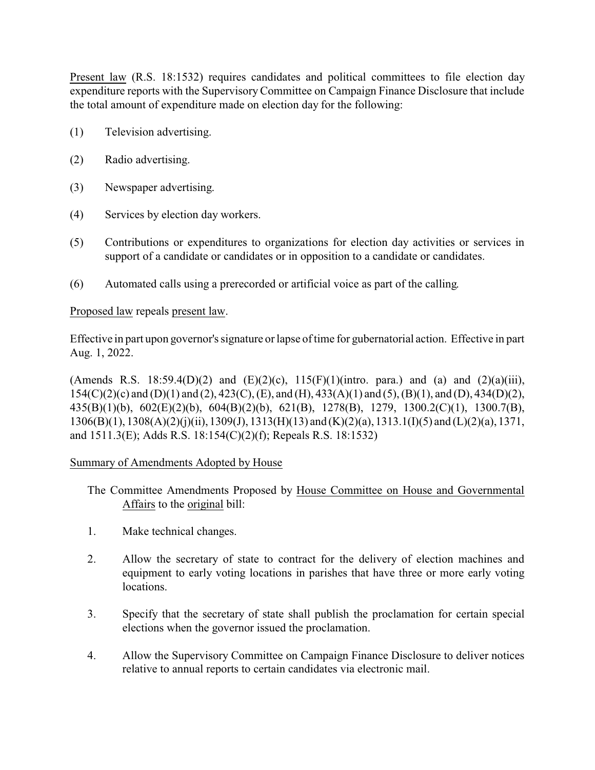Present law (R.S. 18:1532) requires candidates and political committees to file election day expenditure reports with the Supervisory Committee on Campaign Finance Disclosure that include the total amount of expenditure made on election day for the following:

(1) Television advertising.

(2) Radio advertising.

(3) Newspaper advertising.

(4) Services by election day workers.

(5) Contributions or expenditures to organizations for election day activities or services in support of a candidate or candidates or in opposition to a candidate or candidates.

(6) Automated calls using a prerecorded or artificial voice as part of the calling.

Proposed law repeals present law.

Effective in part upon governor's signature or lapse of time for gubernatorial action. Effective in part Aug. 1, 2022.

(Amends R.S. 18:59.4(D)(2) and (E)(2)(c), 115(F)(1)(intro. para.) and (a) and (2)(a)(iii), 154(C)(2)(c) and (D)(1) and (2), 423(C), (E), and (H), 433(A)(1) and (5), (B)(1), and (D), 434(D)(2), 435(B)(1)(b), 602(E)(2)(b), 604(B)(2)(b), 621(B), 1278(B), 1279, 1300.2(C)(1), 1300.7(B), 1306(B)(1), 1308(A)(2)(j)(ii), 1309(J), 1313(H)(13) and (K)(2)(a), 1313.1(I)(5) and (L)(2)(a), 1371, and 1511.3(E); Adds R.S. 18:154(C)(2)(f); Repeals R.S. 18:1532)

Summary of Amendments Adopted by House

The Committee Amendments Proposed by House Committee on House and Governmental Affairs to the original bill:

1. Make technical changes.

2. Allow the secretary of state to contract for the delivery of election machines and equipment to early voting locations in parishes that have three or more early voting locations.

3. Specify that the secretary of state shall publish the proclamation for certain special elections when the governor issued the proclamation.

4. Allow the Supervisory Committee on Campaign Finance Disclosure to deliver notices relative to annual reports to certain candidates via electronic mail.